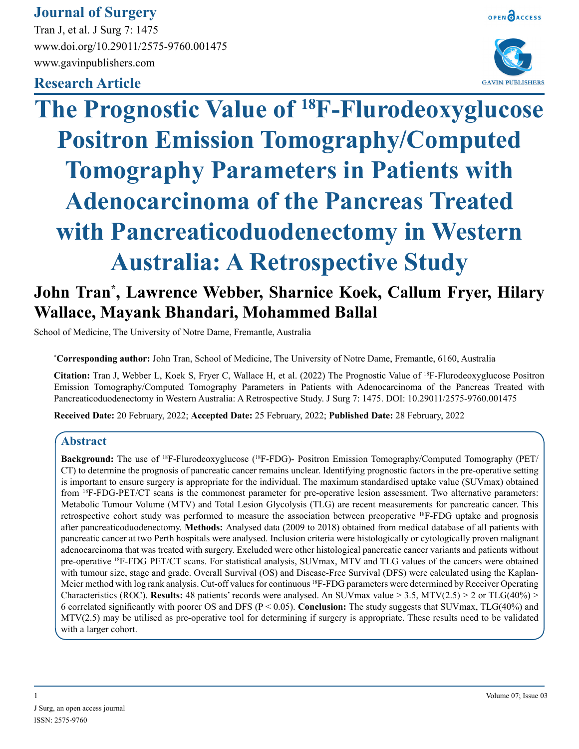**Journal of Surgery**

Tran J, et al. J Surg 7: 1475

www.doi.org/10.29011/2575-9760.001475

www.gavinpublishers.com

**Research Article**

# The Prognostic Value of $^{18}$F-Flurodeoxyglucose Positron Emission Tomography/Computed Tomography Parameters in Patients with Adenocarcinoma of the Pancreas Treated with Pancreaticoduodenectomy in Western Australia: A Retrospective Study

**John Tran*, Lawrence Webber, Sharnice Koek, Callum Fryer, Hilary Wallace, Mayank Bhandari, Mohammed Ballal**

School of Medicine, The University of Notre Dame, Fremantle, Australia

***Corresponding author:** John Tran, School of Medicine, The University of Notre Dame, Fremantle, 6160, Australia

**Citation:** Tran J, Webber L, Koek S, Fryer C, Wallace H, et al. (2022) The Prognostic Value of $^{18}$F-Flurodeoxyglucose Positron Emission Tomography/Computed Tomography Parameters in Patients with Adenocarcinoma of the Pancreas Treated with Pancreaticoduodenectomy in Western Australia: A Retrospective Study. J Surg 7: 1475. DOI: 10.29011/2575-9760.001475

**Received Date:** 20 February, 2022; **Accepted Date:** 25 February, 2022; **Published Date:** 28 February, 2022

## Abstract

**Background:** The use of $^{18}$F-Flurodeoxyglucose ($^{18}$F-FDG)- Positron Emission Tomography/Computed Tomography (PET/CT) to determine the prognosis of pancreatic cancer remains unclear. Identifying prognostic factors in the pre-operative setting is important to ensure surgery is appropriate for the individual. The maximum standardised uptake value (SUVmax) obtained from $^{18}$F-FDG-PET/CT scans is the commonest parameter for pre-operative lesion assessment. Two alternative parameters: Metabolic Tumour Volume (MTV) and Total Lesion Glycolysis (TLG) are recent measurements for pancreatic cancer. This retrospective cohort study was performed to measure the association between preoperative $^{18}$F-FDG uptake and prognosis after pancreaticoduodenectomy. **Methods:** Analysed data (2009 to 2018) obtained from medical database of all patients with pancreatic cancer at two Perth hospitals were analysed. Inclusion criteria were histologically or cytologically proven malignant adenocarcinoma that was treated with surgery. Excluded were other histological pancreatic cancer variants and patients without pre-operative $^{18}$F-FDG PET/CT scans. For statistical analysis, SUVmax, MTV and TLG values of the cancers were obtained with tumour size, stage and grade. Overall Survival (OS) and Disease-Free Survival (DFS) were calculated using the Kaplan-Meier method with log rank analysis. Cut-off values for continuous $^{18}$F-FDG parameters were determined by Receiver Operating Characteristics (ROC). **Results:** 48 patients' records were analysed. An SUVmax value > 3.5, MTV(2.5) > 2 or TLG(40%) > 6 correlated significantly with poorer OS and DFS ($P < 0.05$). **Conclusion:** The study suggests that SUVmax, TLG(40%) and MTV(2.5) may be utilised as pre-operative tool for determining if surgery is appropriate. These results need to be validated with a larger cohort.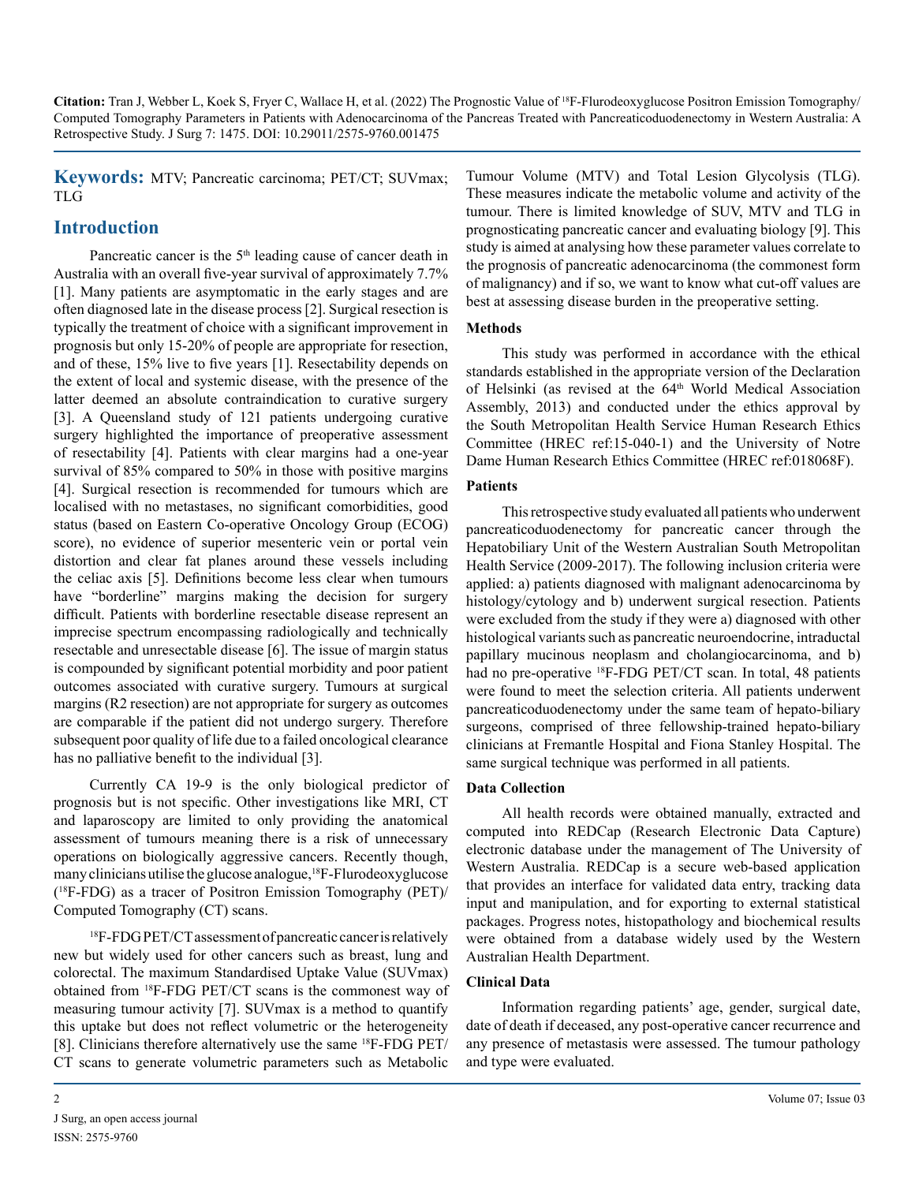**Keywords:** MTV; Pancreatic carcinoma; PET/CT; SUVmax; TLG

## Introduction

Pancreatic cancer is the 5th leading cause of cancer death in Australia with an overall five-year survival of approximately 7.7% [1]. Many patients are asymptomatic in the early stages and are often diagnosed late in the disease process [2]. Surgical resection is typically the treatment of choice with a significant improvement in prognosis but only 15-20% of people are appropriate for resection, and of these, 15% live to five years [1]. Resectability depends on the extent of local and systemic disease, with the presence of the latter deemed an absolute contraindication to curative surgery [3]. A Queensland study of 121 patients undergoing curative surgery highlighted the importance of preoperative assessment of resectability [4]. Patients with clear margins had a one-year survival of 85% compared to 50% in those with positive margins [4]. Surgical resection is recommended for tumours which are localised with no metastases, no significant comorbidities, good status (based on Eastern Co-operative Oncology Group (ECOG) score), no evidence of superior mesenteric vein or portal vein distortion and clear fat planes around these vessels including the celiac axis [5]. Definitions become less clear when tumours have "borderline" margins making the decision for surgery difficult. Patients with borderline resectable disease represent an imprecise spectrum encompassing radiologically and technically resectable and unresectable disease [6]. The issue of margin status is compounded by significant potential morbidity and poor patient outcomes associated with curative surgery. Tumours at surgical margins (R2 resection) are not appropriate for surgery as outcomes are comparable if the patient did not undergo surgery. Therefore subsequent poor quality of life due to a failed oncological clearance has no palliative benefit to the individual [3].

Currently CA 19-9 is the only biological predictor of prognosis but is not specific. Other investigations like MRI, CT and laparoscopy are limited to only providing the anatomical assessment of tumours meaning there is a risk of unnecessary operations on biologically aggressive cancers. Recently though, many clinicians utilise the glucose analogue, $^{18}$F-Flurodeoxyglucose ($^{18}$F-FDG) as a tracer of Positron Emission Tomography (PET)/ Computed Tomography (CT) scans.

$^{18}$F-FDG PET/CT assessment of pancreatic cancer is relatively new but widely used for other cancers such as breast, lung and colorectal. The maximum Standardised Uptake Value (SUVmax) obtained from $^{18}$F-FDG PET/CT scans is the commonest way of measuring tumour activity [7]. SUVmax is a method to quantify this uptake but does not reflect volumetric or the heterogeneity [8]. Clinicians therefore alternatively use the same $^{18}$F-FDG PET/CT scans to generate volumetric parameters such as Metabolic Tumour Volume (MTV) and Total Lesion Glycolysis (TLG). These measures indicate the metabolic volume and activity of the tumour. There is limited knowledge of SUV, MTV and TLG in prognosticating pancreatic cancer and evaluating biology [9]. This study is aimed at analysing how these parameter values correlate to the prognosis of pancreatic adenocarcinoma (the commonest form of malignancy) and if so, we want to know what cut-off values are best at assessing disease burden in the preoperative setting.

### Methods

This study was performed in accordance with the ethical standards established in the appropriate version of the Declaration of Helsinki (as revised at the 64th World Medical Association Assembly, 2013) and conducted under the ethics approval by the South Metropolitan Health Service Human Research Ethics Committee (HREC ref:15-040-1) and the University of Notre Dame Human Research Ethics Committee (HREC ref:018068F).

### Patients

This retrospective study evaluated all patients who underwent pancreaticoduodenectomy for pancreatic cancer through the Hepatobiliary Unit of the Western Australian South Metropolitan Health Service (2009-2017). The following inclusion criteria were applied: a) patients diagnosed with malignant adenocarcinoma by histology/cytology and b) underwent surgical resection. Patients were excluded from the study if they were a) diagnosed with other histological variants such as pancreatic neuroendocrine, intraductal papillary mucinous neoplasm and cholangiocarcinoma, and b) had no pre-operative $^{18}$F-FDG PET/CT scan. In total, 48 patients were found to meet the selection criteria. All patients underwent pancreaticoduodenectomy under the same team of hepato-biliary surgeons, comprised of three fellowship-trained hepato-biliary clinicians at Fremantle Hospital and Fiona Stanley Hospital. The same surgical technique was performed in all patients.

### Data Collection

All health records were obtained manually, extracted and computed into REDCap (Research Electronic Data Capture) electronic database under the management of The University of Western Australia. REDCap is a secure web-based application that provides an interface for validated data entry, tracking data input and manipulation, and for exporting to external statistical packages. Progress notes, histopathology and biochemical results were obtained from a database widely used by the Western Australian Health Department.

### Clinical Data

Information regarding patients' age, gender, surgical date, date of death if deceased, any post-operative cancer recurrence and any presence of metastasis were assessed. The tumour pathology and type were evaluated.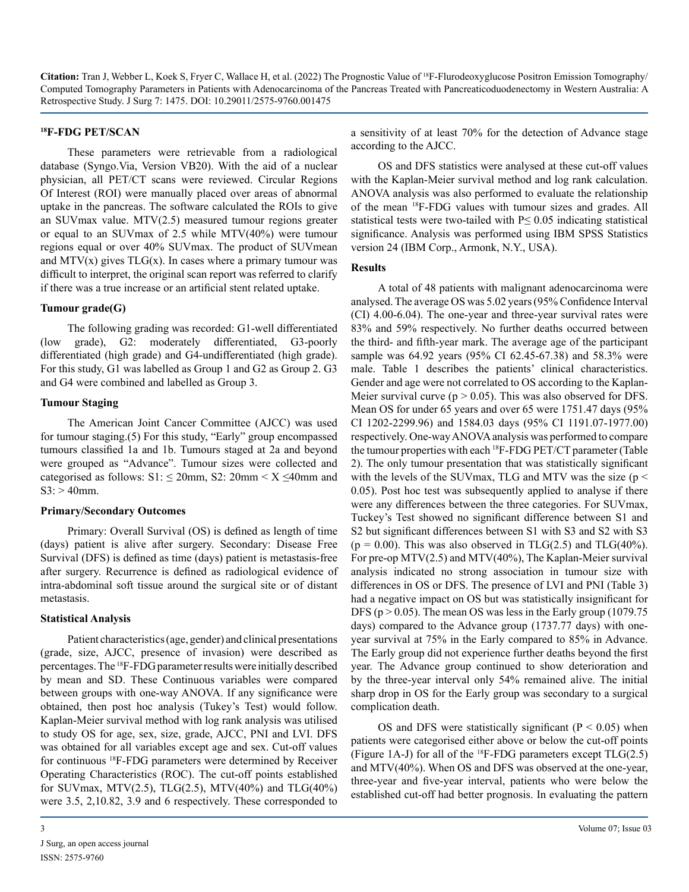**$^{18}$F-FDG PET/SCAN**

These parameters were retrievable from a radiological database (Syngo.Via, Version VB20). With the aid of a nuclear physician, all PET/CT scans were reviewed. Circular Regions Of Interest (ROI) were manually placed over areas of abnormal uptake in the pancreas. The software calculated the ROIs to give an SUVmax value. MTV(2.5) measured tumour regions greater or equal to an SUVmax of 2.5 while MTV(40%) were tumour regions equal or over 40% SUVmax. The product of SUVmean and MTV(x) gives TLG(x). In cases where a primary tumour was difficult to interpret, the original scan report was referred to clarify if there was a true increase or an artificial stent related uptake.

**Tumour grade(G)**

The following grading was recorded: G1-well differentiated (low grade), G2: moderately differentiated, G3-poorly differentiated (high grade) and G4-undifferentiated (high grade). For this study, G1 was labelled as Group 1 and G2 as Group 2. G3 and G4 were combined and labelled as Group 3.

**Tumour Staging**

The American Joint Cancer Committee (AJCC) was used for tumour staging.(5) For this study, "Early" group encompassed tumours classified 1a and 1b. Tumours staged at 2a and beyond were grouped as "Advance". Tumour sizes were collected and categorised as follows: S1: ≤ 20mm, S2: 20mm < X ≤40mm and S3: > 40mm.

**Primary/Secondary Outcomes**

Primary: Overall Survival (OS) is defined as length of time (days) patient is alive after surgery. Secondary: Disease Free Survival (DFS) is defined as time (days) patient is metastasis-free after surgery. Recurrence is defined as radiological evidence of intra-abdominal soft tissue around the surgical site or of distant metastasis.

**Statistical Analysis**

Patient characteristics (age, gender) and clinical presentations (grade, size, AJCC, presence of invasion) were described as percentages. The $^{18}$F-FDG parameter results were initially described by mean and SD. These Continuous variables were compared between groups with one-way ANOVA. If any significance were obtained, then post hoc analysis (Tukey's Test) would follow. Kaplan-Meier survival method with log rank analysis was utilised to study OS for age, sex, size, grade, AJCC, PNI and LVI. DFS was obtained for all variables except age and sex. Cut-off values for continuous $^{18}$F-FDG parameters were determined by Receiver Operating Characteristics (ROC). The cut-off points established for SUVmax, MTV(2.5), TLG(2.5), MTV(40%) and TLG(40%) were 3.5, 2,10.82, 3.9 and 6 respectively. These corresponded to a sensitivity of at least 70% for the detection of Advance stage according to the AJCC.

OS and DFS statistics were analysed at these cut-off values with the Kaplan-Meier survival method and log rank calculation. ANOVA analysis was also performed to evaluate the relationship of the mean $^{18}$F-FDG values with tumour sizes and grades. All statistical tests were two-tailed with P≤ 0.05 indicating statistical significance. Analysis was performed using IBM SPSS Statistics version 24 (IBM Corp., Armonk, N.Y., USA).

**Results**

A total of 48 patients with malignant adenocarcinoma were analysed. The average OS was 5.02 years (95% Confidence Interval (CI) 4.00-6.04). The one-year and three-year survival rates were 83% and 59% respectively. No further deaths occurred between the third- and fifth-year mark. The average age of the participant sample was 64.92 years (95% CI 62.45-67.38) and 58.3% were male. Table 1 describes the patients' clinical characteristics. Gender and age were not correlated to OS according to the Kaplan-Meier survival curve ($p > 0.05$). This was also observed for DFS. Mean OS for under 65 years and over 65 were 1751.47 days (95% CI 1202-2299.96) and 1584.03 days (95% CI 1191.07-1977.00) respectively. One-way ANOVA analysis was performed to compare the tumour properties with each $^{18}$F-FDG PET/CT parameter (Table 2). The only tumour presentation that was statistically significant with the levels of the SUVmax, TLG and MTV was the size ($p < 0.05$). Post hoc test was subsequently applied to analyse if there were any differences between the three categories. For SUVmax, Tuckey's Test showed no significant difference between S1 and S2 but significant differences between S1 with S3 and S2 with S3 ($p = 0.00$). This was also observed in TLG(2.5) and TLG(40%). For pre-op MTV(2.5) and MTV(40%), The Kaplan-Meier survival analysis indicated no strong association in tumour size with differences in OS or DFS. The presence of LVI and PNI (Table 3) had a negative impact on OS but was statistically insignificant for DFS ($p > 0.05$). The mean OS was less in the Early group (1079.75 days) compared to the Advance group (1737.77 days) with one-year survival at 75% in the Early compared to 85% in Advance. The Early group did not experience further deaths beyond the first year. The Advance group continued to show deterioration and by the three-year interval only 54% remained alive. The initial sharp drop in OS for the Early group was secondary to a surgical complication death.

OS and DFS were statistically significant ($P < 0.05$) when patients were categorised either above or below the cut-off points (Figure 1A-J) for all of the $^{18}$F-FDG parameters except TLG(2.5) and MTV(40%). When OS and DFS was observed at the one-year, three-year and five-year interval, patients who were below the established cut-off had better prognosis. In evaluating the pattern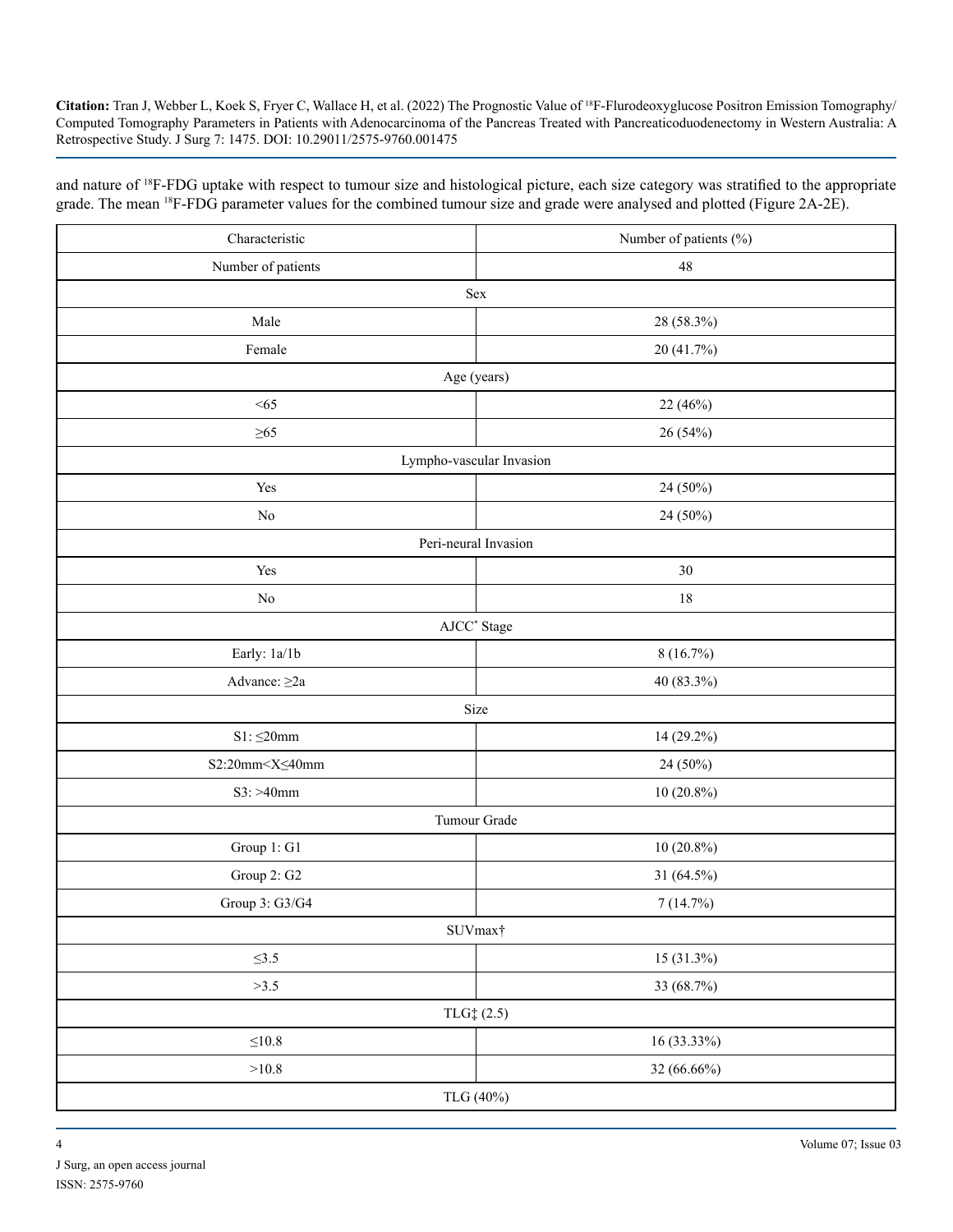and nature of ¹⁸F-FDG uptake with respect to tumour size and histological picture, each size category was stratified to the appropriate grade. The mean ¹⁸F-FDG parameter values for the combined tumour size and grade were analysed and plotted (Figure 2A-2E).

| Characteristic | Number of patients (%) |
|---|---|
| Number of patients | 48 |
| Sex | |
| Male | 28 (58.3%) |
| Female | 20 (41.7%) |
| Age (years) | |
| <65 | 22 (46%) |
| ≥65 | 26 (54%) |
| Lympho-vascular Invasion | |
| Yes | 24 (50%) |
| No | 24 (50%) |
| Peri-neural Invasion | |
| Yes | 30 |
| No | 18 |
| AJCC* Stage | |
| Early: 1a/1b | 8 (16.7%) |
| Advance: ≥2a | 40 (83.3%) |
| Size | |
| S1: ≤20mm | 14 (29.2%) |
| S2:20mm<X≤40mm | 24 (50%) |
| S3: >40mm | 10 (20.8%) |
| Tumour Grade | |
| Group 1: G1 | 10 (20.8%) |
| Group 2: G2 | 31 (64.5%) |
| Group 3: G3/G4 | 7 (14.7%) |
| SUVmax† | |
| ≤3.5 | 15 (31.3%) |
| >3.5 | 33 (68.7%) |
| TLG‡ (2.5) | |
| ≤10.8 | 16 (33.33%) |
| >10.8 | 32 (66.66%) |
| TLG (40%) | |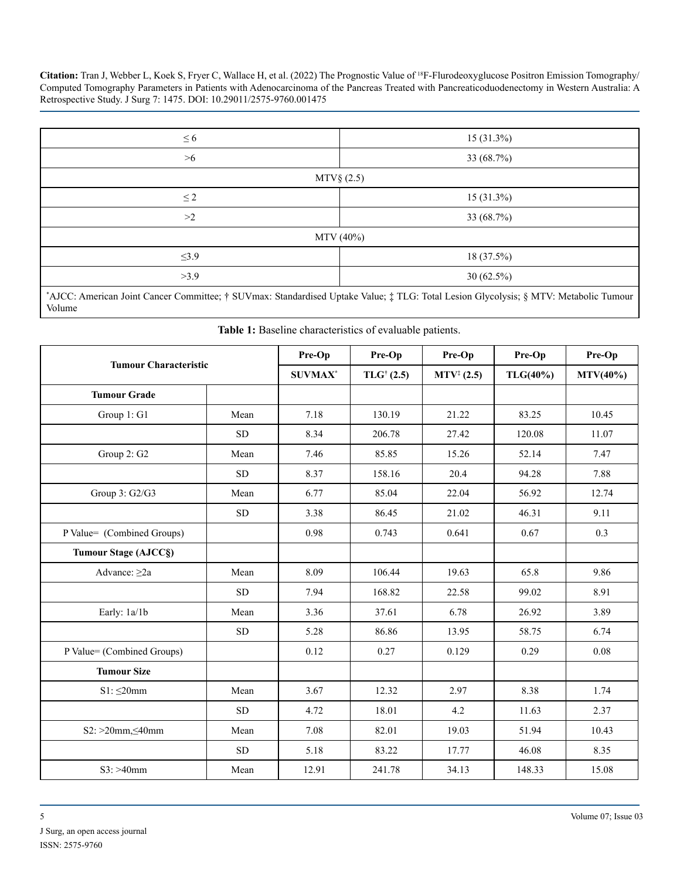| | |
|---|---|
| ≤ 6 | 15 (31.3%) |
| >6 | 33 (68.7%) |
| MTV§ (2.5) | |
| ≤ 2 | 15 (31.3%) |
| >2 | 33 (68.7%) |
| MTV (40%) | |
| ≤3.9 | 18 (37.5%) |
| >3.9 | 30 (62.5%) |

*AJCC: American Joint Cancer Committee; † SUVmax: Standardised Uptake Value; ‡ TLG: Total Lesion Glycolysis; § MTV: Metabolic Tumour Volume

**Table 1:** Baseline characteristics of evaluable patients.

| Tumour Characteristic | | Pre-Op SUVMAX* | Pre-Op TLG† (2.5) | Pre-Op MTV‡ (2.5) | Pre-Op TLG(40%) | Pre-Op MTV(40%) |
|---|---|---|---|---|---|---|
| **Tumour Grade** | | | | | | |
| Group 1: G1 | Mean | 7.18 | 130.19 | 21.22 | 83.25 | 10.45 |
| | SD | 8.34 | 206.78 | 27.42 | 120.08 | 11.07 |
| Group 2: G2 | Mean | 7.46 | 85.85 | 15.26 | 52.14 | 7.47 |
| | SD | 8.37 | 158.16 | 20.4 | 94.28 | 7.88 |
| Group 3: G2/G3 | Mean | 6.77 | 85.04 | 22.04 | 56.92 | 12.74 |
| | SD | 3.38 | 86.45 | 21.02 | 46.31 | 9.11 |
| P Value= (Combined Groups) | | 0.98 | 0.743 | 0.641 | 0.67 | 0.3 |
| **Tumour Stage (AJCC§)** | | | | | | |
| Advance: ≥2a | Mean | 8.09 | 106.44 | 19.63 | 65.8 | 9.86 |
| | SD | 7.94 | 168.82 | 22.58 | 99.02 | 8.91 |
| Early: 1a/1b | Mean | 3.36 | 37.61 | 6.78 | 26.92 | 3.89 |
| | SD | 5.28 | 86.86 | 13.95 | 58.75 | 6.74 |
| P Value= (Combined Groups) | | 0.12 | 0.27 | 0.129 | 0.29 | 0.08 |
| **Tumour Size** | | | | | | |
| S1: ≤20mm | Mean | 3.67 | 12.32 | 2.97 | 8.38 | 1.74 |
| | SD | 4.72 | 18.01 | 4.2 | 11.63 | 2.37 |
| S2: >20mm,≤40mm | Mean | 7.08 | 82.01 | 19.03 | 51.94 | 10.43 |
| | SD | 5.18 | 83.22 | 17.77 | 46.08 | 8.35 |
| S3: >40mm | Mean | 12.91 | 241.78 | 34.13 | 148.33 | 15.08 |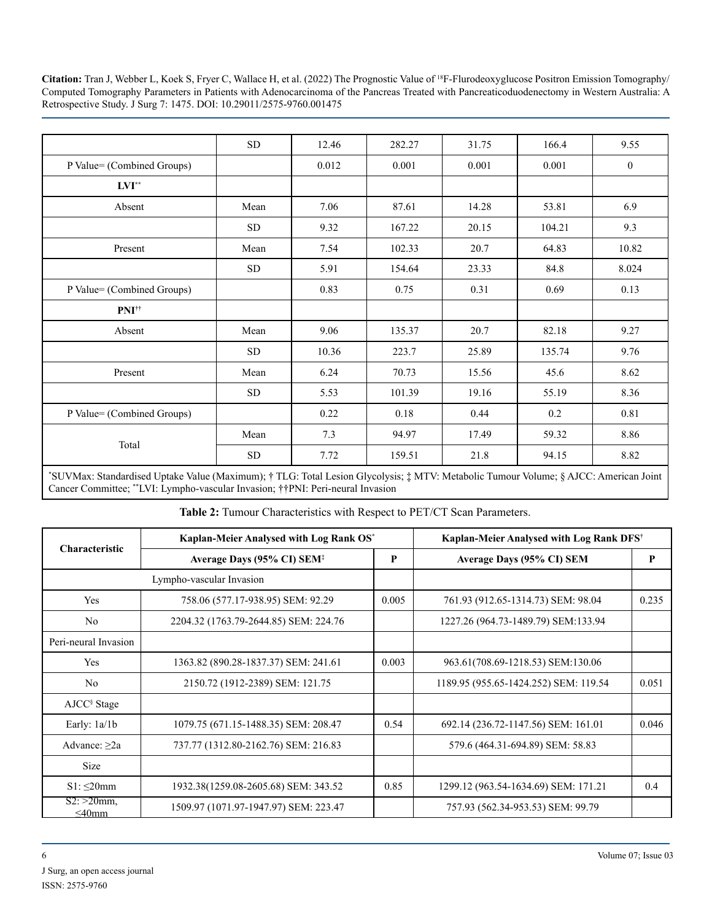| | | | | | | |
|---|---|---|---|---|---|---|
| | SD | 12.46 | 282.27 | 31.75 | 166.4 | 9.55 |
| P Value= (Combined Groups) | | 0.012 | 0.001 | 0.001 | 0.001 | 0 |
| **LVI**** | | | | | | |
| Absent | Mean | 7.06 | 87.61 | 14.28 | 53.81 | 6.9 |
| | SD | 9.32 | 167.22 | 20.15 | 104.21 | 9.3 |
| Present | Mean | 7.54 | 102.33 | 20.7 | 64.83 | 10.82 |
| | SD | 5.91 | 154.64 | 23.33 | 84.8 | 8.024 |
| P Value= (Combined Groups) | | 0.83 | 0.75 | 0.31 | 0.69 | 0.13 |
| **PNI**†† | | | | | | |
| Absent | Mean | 9.06 | 135.37 | 20.7 | 82.18 | 9.27 |
| | SD | 10.36 | 223.7 | 25.89 | 135.74 | 9.76 |
| Present | Mean | 6.24 | 70.73 | 15.56 | 45.6 | 8.62 |
| | SD | 5.53 | 101.39 | 19.16 | 55.19 | 8.36 |
| P Value= (Combined Groups) | | 0.22 | 0.18 | 0.44 | 0.2 | 0.81 |
| Total | Mean | 7.3 | 94.97 | 17.49 | 59.32 | 8.86 |
| | SD | 7.72 | 159.51 | 21.8 | 94.15 | 8.82 |

*SUVMax: Standardised Uptake Value (Maximum); † TLG: Total Lesion Glycolysis; ‡ MTV: Metabolic Tumour Volume; § AJCC: American Joint Cancer Committee; **LVI: Lympho-vascular Invasion; ††PNI: Peri-neural Invasion

**Table 2:** Tumour Characteristics with Respect to PET/CT Scan Parameters.

| Characteristic | Kaplan-Meier Analysed with Log Rank OS* | | Kaplan-Meier Analysed with Log Rank DFS† | |
|---|---|---|---|---|
| | Average Days (95% CI) SEM‡ | P | Average Days (95% CI) SEM | P |
| Lympho-vascular Invasion | | | | |
| Yes | 758.06 (577.17-938.95) SEM: 92.29 | 0.005 | 761.93 (912.65-1314.73) SEM: 98.04 | 0.235 |
| No | 2204.32 (1763.79-2644.85) SEM: 224.76 | | 1227.26 (964.73-1489.79) SEM:133.94 | |
| Peri-neural Invasion | | | | |
| Yes | 1363.82 (890.28-1837.37) SEM: 241.61 | 0.003 | 963.61(708.69-1218.53) SEM:130.06 | |
| No | 2150.72 (1912-2389) SEM: 121.75 | | 1189.95 (955.65-1424.252) SEM: 119.54 | 0.051 |
| AJCC§ Stage | | | | |
| Early: 1a/1b | 1079.75 (671.15-1488.35) SEM: 208.47 | 0.54 | 692.14 (236.72-1147.56) SEM: 161.01 | 0.046 |
| Advance: ≥2a | 737.77 (1312.80-2162.76) SEM: 216.83 | | 579.6 (464.31-694.89) SEM: 58.83 | |
| Size | | | | |
| S1: ≤20mm | 1932.38(1259.08-2605.68) SEM: 343.52 | 0.85 | 1299.12 (963.54-1634.69) SEM: 171.21 | 0.4 |
| S2: >20mm, ≤40mm | 1509.97 (1071.97-1947.97) SEM: 223.47 | | 757.93 (562.34-953.53) SEM: 99.79 | |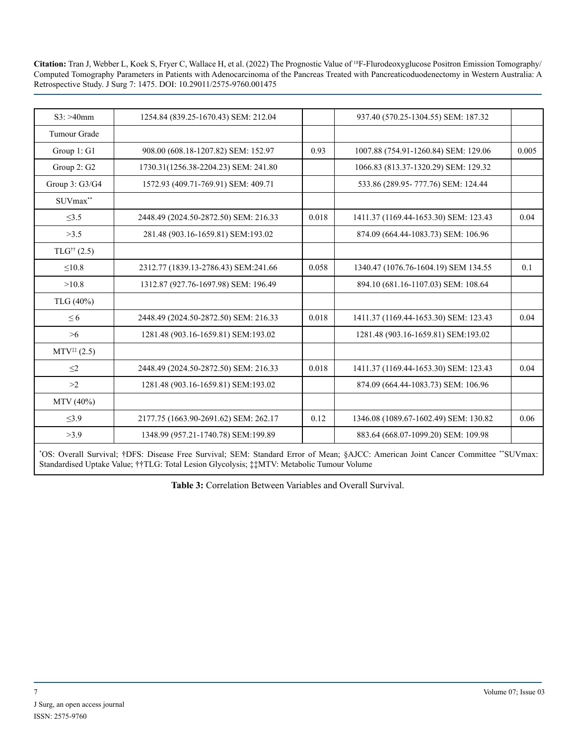| S3: >40mm | 1254.84 (839.25-1670.43) SEM: 212.04 | | 937.40 (570.25-1304.55) SEM: 187.32 | |
|---|---|---|---|---|
| Tumour Grade | | | | |
| Group 1: G1 | 908.00 (608.18-1207.82) SEM: 152.97 | 0.93 | 1007.88 (754.91-1260.84) SEM: 129.06 | 0.005 |
| Group 2: G2 | 1730.31(1256.38-2204.23) SEM: 241.80 | | 1066.83 (813.37-1320.29) SEM: 129.32 | |
| Group 3: G3/G4 | 1572.93 (409.71-769.91) SEM: 409.71 | | 533.86 (289.95- 777.76) SEM: 124.44 | |
| SUVmax** | | | | |
| ≤3.5 | 2448.49 (2024.50-2872.50) SEM: 216.33 | 0.018 | 1411.37 (1169.44-1653.30) SEM: 123.43 | 0.04 |
| >3.5 | 281.48 (903.16-1659.81) SEM:193.02 | | 874.09 (664.44-1083.73) SEM: 106.96 | |
| TLG†† (2.5) | | | | |
| ≤10.8 | 2312.77 (1839.13-2786.43) SEM:241.66 | 0.058 | 1340.47 (1076.76-1604.19) SEM 134.55 | 0.1 |
| >10.8 | 1312.87 (927.76-1697.98) SEM: 196.49 | | 894.10 (681.16-1107.03) SEM: 108.64 | |
| TLG (40%) | | | | |
| ≤ 6 | 2448.49 (2024.50-2872.50) SEM: 216.33 | 0.018 | 1411.37 (1169.44-1653.30) SEM: 123.43 | 0.04 |
| >6 | 1281.48 (903.16-1659.81) SEM:193.02 | | 1281.48 (903.16-1659.81) SEM:193.02 | |
| MTV‡‡ (2.5) | | | | |
| ≤2 | 2448.49 (2024.50-2872.50) SEM: 216.33 | 0.018 | 1411.37 (1169.44-1653.30) SEM: 123.43 | 0.04 |
| >2 | 1281.48 (903.16-1659.81) SEM:193.02 | | 874.09 (664.44-1083.73) SEM: 106.96 | |
| MTV (40%) | | | | |
| ≤3.9 | 2177.75 (1663.90-2691.62) SEM: 262.17 | 0.12 | 1346.08 (1089.67-1602.49) SEM: 130.82 | 0.06 |
| >3.9 | 1348.99 (957.21-1740.78) SEM:199.89 | | 883.64 (668.07-1099.20) SEM: 109.98 | |

*OS: Overall Survival; †DFS: Disease Free Survival; SEM: Standard Error of Mean; §AJCC: American Joint Cancer Committee **SUVmax: Standardised Uptake Value; ††TLG: Total Lesion Glycolysis; ‡‡MTV: Metabolic Tumour Volume

**Table 3:** Correlation Between Variables and Overall Survival.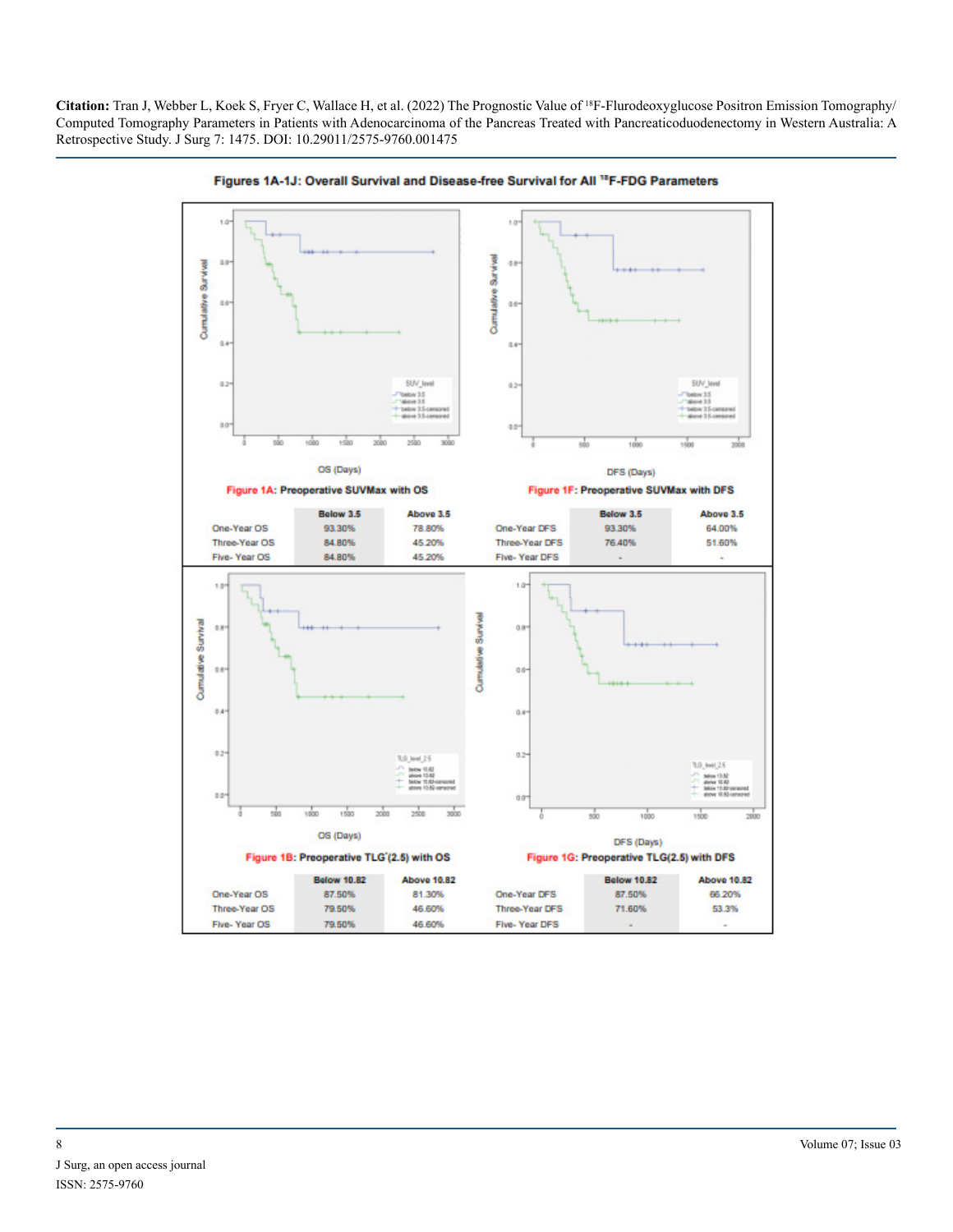**Citation:** Tran J, Webber L, Koek S, Fryer C, Wallace H, et al. (2022) The Prognostic Value of [18]F-Flurodeoxyglucose Positron Emission Tomography/Computed Tomography Parameters in Patients with Adenocarcinoma of the Pancreas Treated with Pancreaticoduodenectomy in Western Australia: A Retrospective Study. J Surg 7: 1475. DOI: 10.29011/2575-9760.001475

**Figures 1A-1J: Overall Survival and Disease-free Survival for All [18]F-FDG Parameters**

**Figure 1A: Preoperative SUVMax with OS**

| | Below 3.5 | Above 3.5 |
|---|---|---|
| One-Year OS | 93.30% | 78.80% |
| Three-Year OS | 84.80% | 45.20% |
| Five- Year OS | 84.80% | 45.20% |

**Figure 1F: Preoperative SUVMax with DFS**

| | Below 3.5 | Above 3.5 |
|---|---|---|
| One-Year DFS | 93.30% | 64.00% |
| Three-Year DFS | 76.40% | 51.60% |
| Five- Year DFS | - | - |

**Figure 1B: Preoperative TLG*(2.5) with OS**

| | Below 10.82 | Above 10.82 |
|---|---|---|
| One-Year OS | 87.50% | 81.30% |
| Three-Year OS | 79.50% | 46.60% |
| Five- Year OS | 79.50% | 46.60% |

**Figure 1G: Preoperative TLG(2.5) with DFS**

| | Below 10.82 | Above 10.82 |
|---|---|---|
| One-Year DFS | 87.50% | 66.20% |
| Three-Year DFS | 71.60% | 53.3% |
| Five- Year DFS | - | - |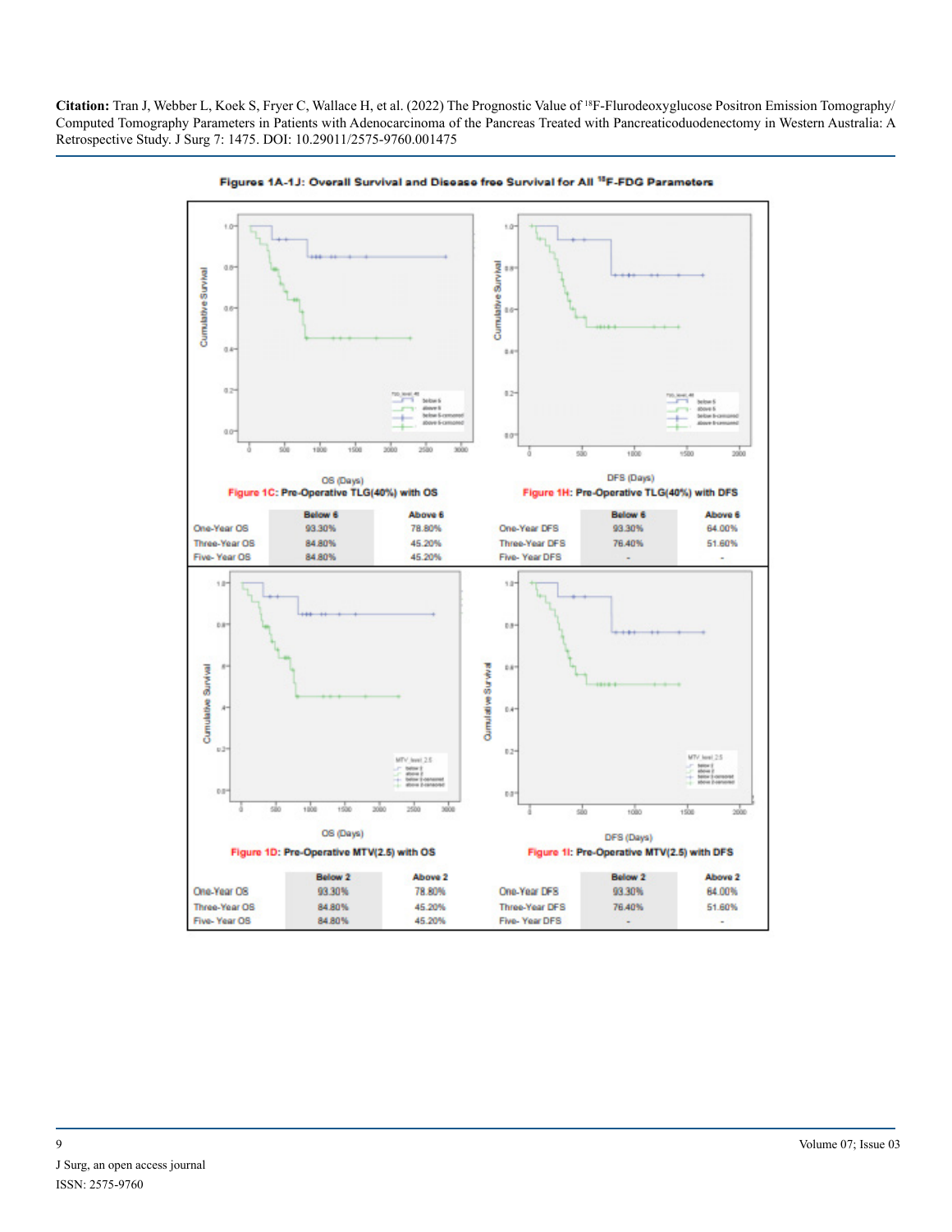Figures 1A-1J: Overall Survival and Disease free Survival for All $^{18}$F-FDG Parameters

**Figure 1C**: Pre-Operative TLG(40%) with OS

| | Below 6 | Above 6 |
|---|---|---|
| One-Year OS | 93.30% | 78.80% |
| Three-Year OS | 84.80% | 45.20% |
| Five- Year OS | 84.80% | 45.20% |

**Figure 1H**: Pre-Operative TLG(40%) with DFS

| | Below 6 | Above 6 |
|---|---|---|
| One-Year DFS | 93.30% | 64.00% |
| Three-Year DFS | 76.40% | 51.60% |
| Five- Year DFS | - | - |

**Figure 1D**: Pre-Operative MTV(2.5) with OS

| | Below 2 | Above 2 |
|---|---|---|
| One-Year OS | 93.30% | 78.80% |
| Three-Year OS | 84.80% | 45.20% |
| Five- Year OS | 84.80% | 45.20% |

**Figure 1I**: Pre-Operative MTV(2.5) with DFS

| | Below 2 | Above 2 |
|---|---|---|
| One-Year DFS | 93.30% | 64.00% |
| Three-Year DFS | 76.40% | 51.60% |
| Five- Year DFS | - | - |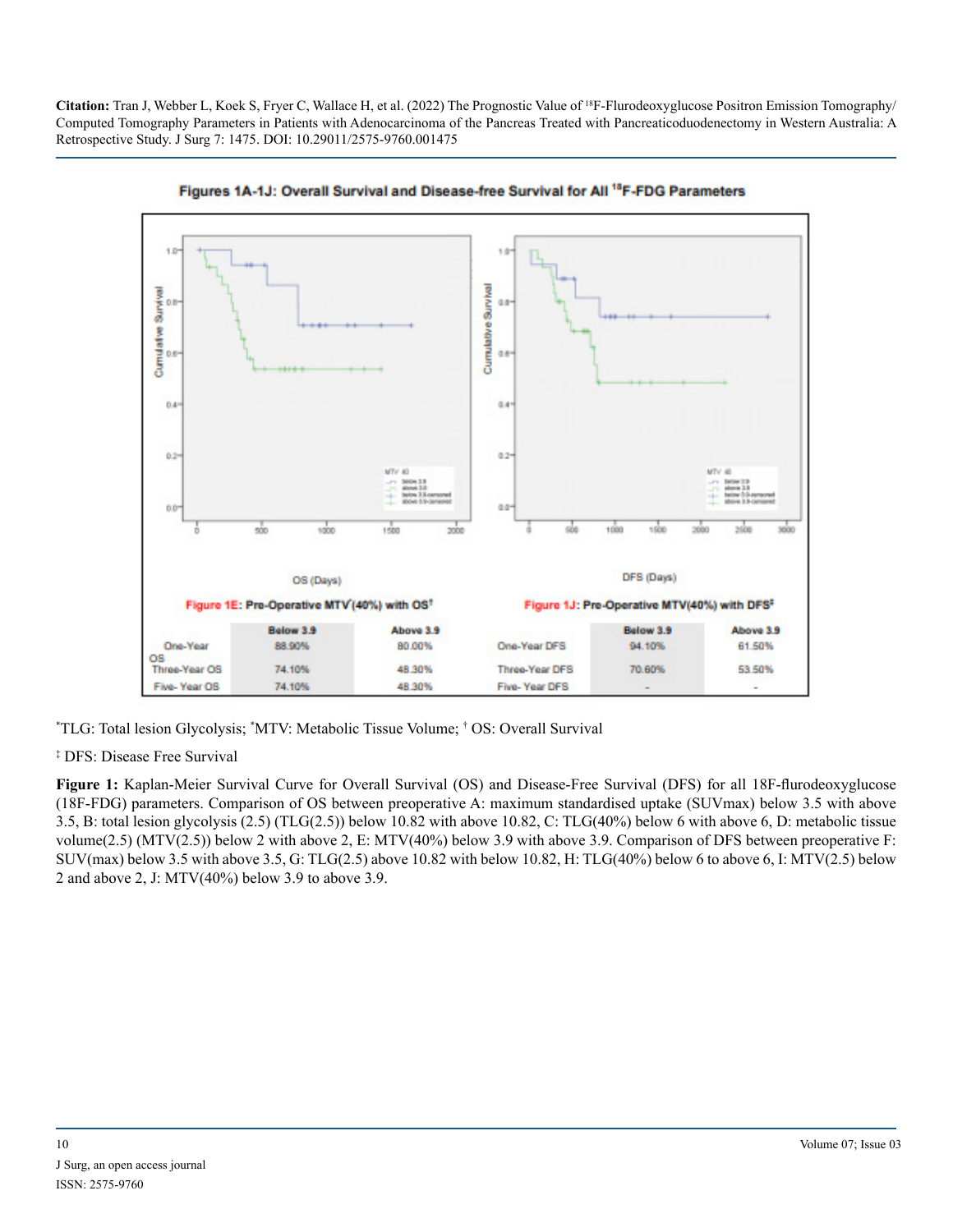## Figures 1A-1J: Overall Survival and Disease-free Survival for All $^{18}$F-FDG Parameters

**Figure 1E: Pre-Operative MTV*(40%) with OS†**

| | Below 3.9 | Above 3.9 |
|---|---|---|
| One-Year OS | 88.90% | 80.00% |
| Three-Year OS | 74.10% | 48.30% |
| Five- Year OS | 74.10% | 48.30% |

**Figure 1J: Pre-Operative MTV(40%) with DFS‡**

| | Below 3.9 | Above 3.9 |
|---|---|---|
| One-Year DFS | 94.10% | 61.50% |
| Three-Year DFS | 70.60% | 53.50% |
| Five- Year DFS | - | - |

*TLG: Total lesion Glycolysis; *MTV: Metabolic Tissue Volume; † OS: Overall Survival

‡ DFS: Disease Free Survival

**Figure 1:** Kaplan-Meier Survival Curve for Overall Survival (OS) and Disease-Free Survival (DFS) for all 18F-flurodeoxyglucose (18F-FDG) parameters. Comparison of OS between preoperative A: maximum standardised uptake (SUVmax) below 3.5 with above 3.5, B: total lesion glycolysis (2.5) (TLG(2.5)) below 10.82 with above 10.82, C: TLG(40%) below 6 with above 6, D: metabolic tissue volume(2.5) (MTV(2.5)) below 2 with above 2, E: MTV(40%) below 3.9 with above 3.9. Comparison of DFS between preoperative F: SUV(max) below 3.5 with above 3.5, G: TLG(2.5) above 10.82 with below 10.82, H: TLG(40%) below 6 to above 6, I: MTV(2.5) below 2 and above 2, J: MTV(40%) below 3.9 to above 3.9.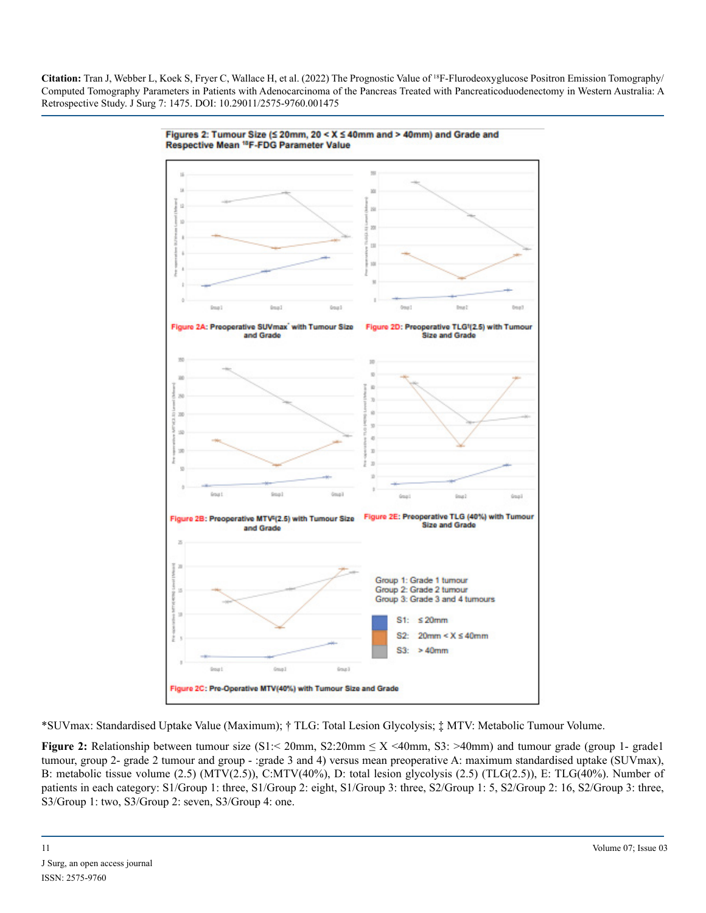Figures 2: Tumour Size (≤ 20mm, 20 < X ≤ 40mm and > 40mm) and Grade and Respective Mean [18]F-FDG Parameter Value

Figure 2A: Preoperative SUVmax* with Tumour Size and Grade

Figure 2D: Preoperative TLG†(2.5) with Tumour Size and Grade

Figure 2B: Preoperative MTV‡(2.5) with Tumour Size and Grade

Figure 2E: Preoperative TLG (40%) with Tumour Size and Grade

Figure 2C: Pre-Operative MTV(40%) with Tumour Size and Grade

Group 1: Grade 1 tumour
Group 2: Grade 2 tumour
Group 3: Grade 3 and 4 tumours

S1: ≤ 20mm
S2: 20mm < X ≤ 40mm
S3: > 40mm

*SUVmax: Standardised Uptake Value (Maximum); † TLG: Total Lesion Glycolysis; ‡ MTV: Metabolic Tumour Volume.

**Figure 2:** Relationship between tumour size (S1:< 20mm, S2:20mm ≤ X <40mm, S3: >40mm) and tumour grade (group 1- grade1 tumour, group 2- grade 2 tumour and group - :grade 3 and 4) versus mean preoperative A: maximum standardised uptake (SUVmax), B: metabolic tissue volume (2.5) (MTV(2.5)), C:MTV(40%), D: total lesion glycolysis (2.5) (TLG(2.5)), E: TLG(40%). Number of patients in each category: S1/Group 1: three, S1/Group 2: eight, S1/Group 3: three, S2/Group 1: 5, S2/Group 2: 16, S2/Group 3: three, S3/Group 1: two, S3/Group 2: seven, S3/Group 4: one.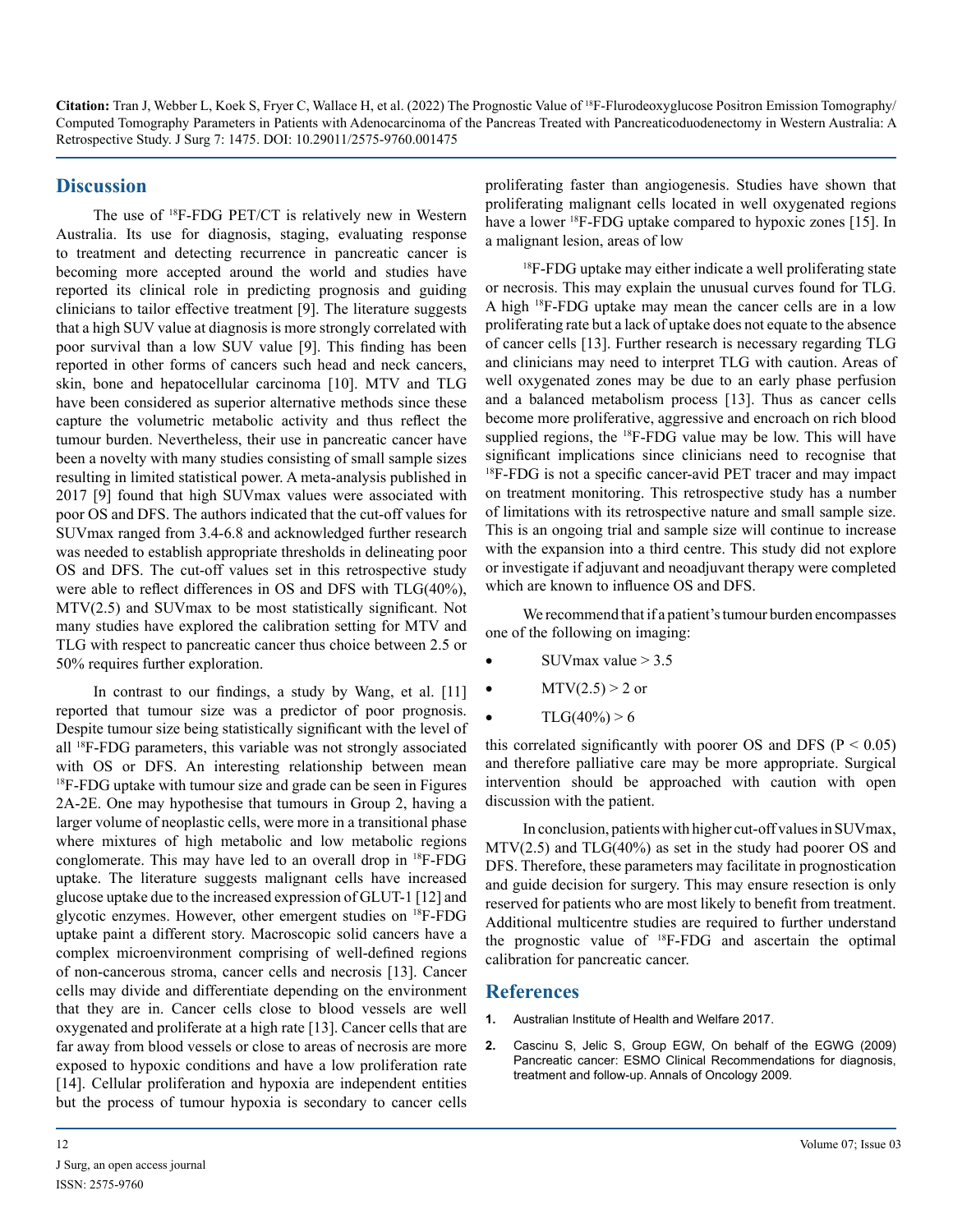## Discussion

The use of [18]F-FDG PET/CT is relatively new in Western Australia. Its use for diagnosis, staging, evaluating response to treatment and detecting recurrence in pancreatic cancer is becoming more accepted around the world and studies have reported its clinical role in predicting prognosis and guiding clinicians to tailor effective treatment [9]. The literature suggests that a high SUV value at diagnosis is more strongly correlated with poor survival than a low SUV value [9]. This finding has been reported in other forms of cancers such head and neck cancers, skin, bone and hepatocellular carcinoma [10]. MTV and TLG have been considered as superior alternative methods since these capture the volumetric metabolic activity and thus reflect the tumour burden. Nevertheless, their use in pancreatic cancer have been a novelty with many studies consisting of small sample sizes resulting in limited statistical power. A meta-analysis published in 2017 [9] found that high SUVmax values were associated with poor OS and DFS. The authors indicated that the cut-off values for SUVmax ranged from 3.4-6.8 and acknowledged further research was needed to establish appropriate thresholds in delineating poor OS and DFS. The cut-off values set in this retrospective study were able to reflect differences in OS and DFS with TLG(40%), MTV(2.5) and SUVmax to be most statistically significant. Not many studies have explored the calibration setting for MTV and TLG with respect to pancreatic cancer thus choice between 2.5 or 50% requires further exploration.

In contrast to our findings, a study by Wang, et al. [11] reported that tumour size was a predictor of poor prognosis. Despite tumour size being statistically significant with the level of all [18]F-FDG parameters, this variable was not strongly associated with OS or DFS. An interesting relationship between mean [18]F-FDG uptake with tumour size and grade can be seen in Figures 2A-2E. One may hypothesise that tumours in Group 2, having a larger volume of neoplastic cells, were more in a transitional phase where mixtures of high metabolic and low metabolic regions conglomerate. This may have led to an overall drop in [18]F-FDG uptake. The literature suggests malignant cells have increased glucose uptake due to the increased expression of GLUT-1 [12] and glycotic enzymes. However, other emergent studies on [18]F-FDG uptake paint a different story. Macroscopic solid cancers have a complex microenvironment comprising of well-defined regions of non-cancerous stroma, cancer cells and necrosis [13]. Cancer cells may divide and differentiate depending on the environment that they are in. Cancer cells close to blood vessels are well oxygenated and proliferate at a high rate [13]. Cancer cells that are far away from blood vessels or close to areas of necrosis are more exposed to hypoxic conditions and have a low proliferation rate [14]. Cellular proliferation and hypoxia are independent entities but the process of tumour hypoxia is secondary to cancer cells proliferating faster than angiogenesis. Studies have shown that proliferating malignant cells located in well oxygenated regions have a lower [18]F-FDG uptake compared to hypoxic zones [15]. In a malignant lesion, areas of low

[18]F-FDG uptake may either indicate a well proliferating state or necrosis. This may explain the unusual curves found for TLG. A high [18]F-FDG uptake may mean the cancer cells are in a low proliferating rate but a lack of uptake does not equate to the absence of cancer cells [13]. Further research is necessary regarding TLG and clinicians may need to interpret TLG with caution. Areas of well oxygenated zones may be due to an early phase perfusion and a balanced metabolism process [13]. Thus as cancer cells become more proliferative, aggressive and encroach on rich blood supplied regions, the [18]F-FDG value may be low. This will have significant implications since clinicians need to recognise that [18]F-FDG is not a specific cancer-avid PET tracer and may impact on treatment monitoring. This retrospective study has a number of limitations with its retrospective nature and small sample size. This is an ongoing trial and sample size will continue to increase with the expansion into a third centre. This study did not explore or investigate if adjuvant and neoadjuvant therapy were completed which are known to influence OS and DFS.

We recommend that if a patient's tumour burden encompasses one of the following on imaging:

- SUVmax value > 3.5
- MTV(2.5) > 2 or
- TLG(40%) > 6

this correlated significantly with poorer OS and DFS ($P < 0.05$) and therefore palliative care may be more appropriate. Surgical intervention should be approached with caution with open discussion with the patient.

In conclusion, patients with higher cut-off values in SUVmax, MTV(2.5) and TLG(40%) as set in the study had poorer OS and DFS. Therefore, these parameters may facilitate in prognostication and guide decision for surgery. This may ensure resection is only reserved for patients who are most likely to benefit from treatment. Additional multicentre studies are required to further understand the prognostic value of [18]F-FDG and ascertain the optimal calibration for pancreatic cancer.

## References

1. Australian Institute of Health and Welfare 2017.
2. Cascinu S, Jelic S, Group EGW, On behalf of the EGWG (2009) Pancreatic cancer: ESMO Clinical Recommendations for diagnosis, treatment and follow-up. Annals of Oncology 2009.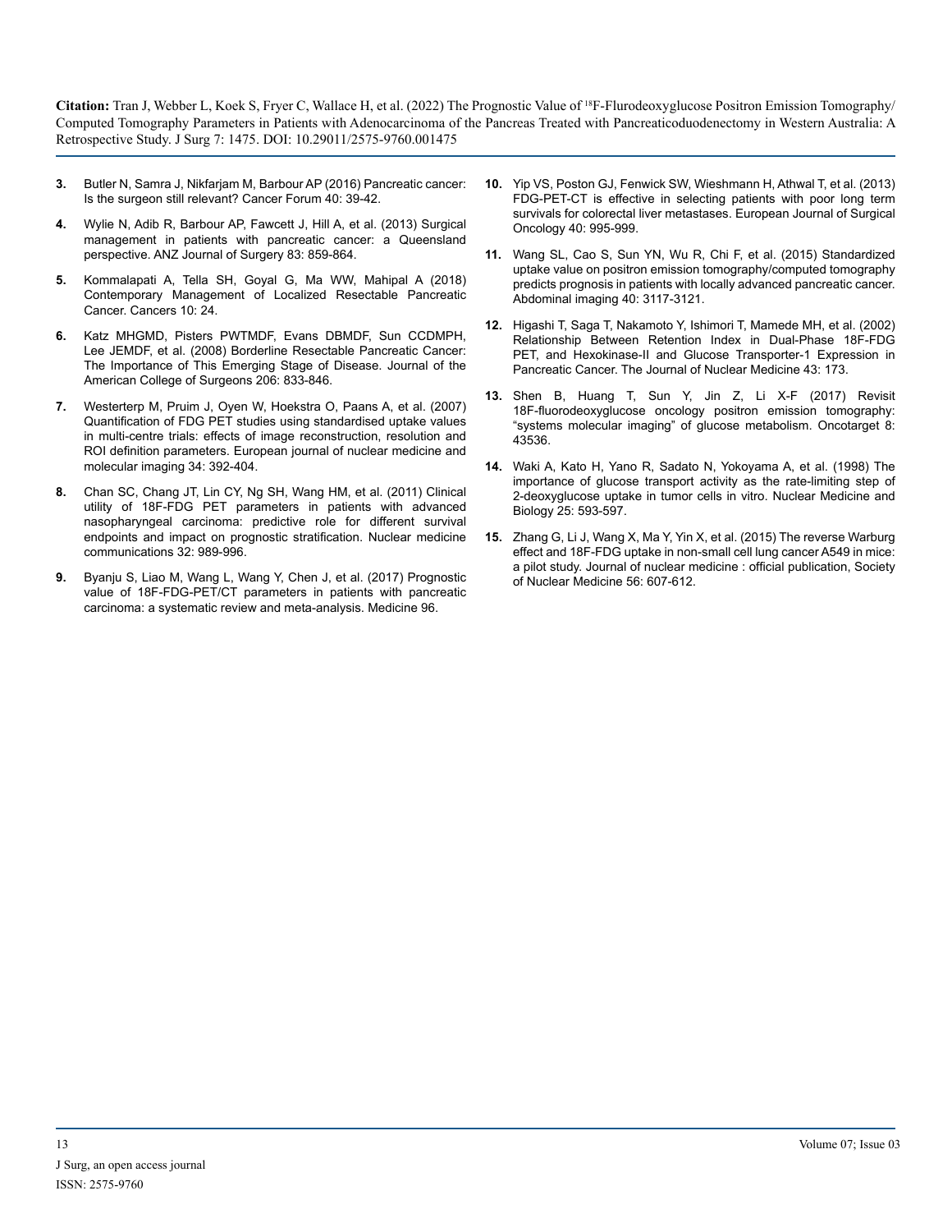3. Butler N, Samra J, Nikfarjam M, Barbour AP (2016) Pancreatic cancer: Is the surgeon still relevant? Cancer Forum 40: 39-42.

4. Wylie N, Adib R, Barbour AP, Fawcett J, Hill A, et al. (2013) Surgical management in patients with pancreatic cancer: a Queensland perspective. ANZ Journal of Surgery 83: 859-864.

5. Kommalapati A, Tella SH, Goyal G, Ma WW, Mahipal A (2018) Contemporary Management of Localized Resectable Pancreatic Cancer. Cancers 10: 24.

6. Katz MHGMD, Pisters PWTMDF, Evans DBMDF, Sun CCDMPH, Lee JEMDF, et al. (2008) Borderline Resectable Pancreatic Cancer: The Importance of This Emerging Stage of Disease. Journal of the American College of Surgeons 206: 833-846.

7. Westerterp M, Pruim J, Oyen W, Hoekstra O, Paans A, et al. (2007) Quantification of FDG PET studies using standardised uptake values in multi-centre trials: effects of image reconstruction, resolution and ROI definition parameters. European journal of nuclear medicine and molecular imaging 34: 392-404.

8. Chan SC, Chang JT, Lin CY, Ng SH, Wang HM, et al. (2011) Clinical utility of 18F-FDG PET parameters in patients with advanced nasopharyngeal carcinoma: predictive role for different survival endpoints and impact on prognostic stratification. Nuclear medicine communications 32: 989-996.

9. Byanju S, Liao M, Wang L, Wang Y, Chen J, et al. (2017) Prognostic value of 18F-FDG-PET/CT parameters in patients with pancreatic carcinoma: a systematic review and meta-analysis. Medicine 96.

10. Yip VS, Poston GJ, Fenwick SW, Wieshmann H, Athwal T, et al. (2013) FDG-PET-CT is effective in selecting patients with poor long term survivals for colorectal liver metastases. European Journal of Surgical Oncology 40: 995-999.

11. Wang SL, Cao S, Sun YN, Wu R, Chi F, et al. (2015) Standardized uptake value on positron emission tomography/computed tomography predicts prognosis in patients with locally advanced pancreatic cancer. Abdominal imaging 40: 3117-3121.

12. Higashi T, Saga T, Nakamoto Y, Ishimori T, Mamede MH, et al. (2002) Relationship Between Retention Index in Dual-Phase 18F-FDG PET, and Hexokinase-II and Glucose Transporter-1 Expression in Pancreatic Cancer. The Journal of Nuclear Medicine 43: 173.

13. Shen B, Huang T, Sun Y, Jin Z, Li X-F (2017) Revisit 18F-fluorodeoxyglucose oncology positron emission tomography: "systems molecular imaging" of glucose metabolism. Oncotarget 8: 43536.

14. Waki A, Kato H, Yano R, Sadato N, Yokoyama A, et al. (1998) The importance of glucose transport activity as the rate-limiting step of 2-deoxyglucose uptake in tumor cells in vitro. Nuclear Medicine and Biology 25: 593-597.

15. Zhang G, Li J, Wang X, Ma Y, Yin X, et al. (2015) The reverse Warburg effect and 18F-FDG uptake in non-small cell lung cancer A549 in mice: a pilot study. Journal of nuclear medicine : official publication, Society of Nuclear Medicine 56: 607-612.